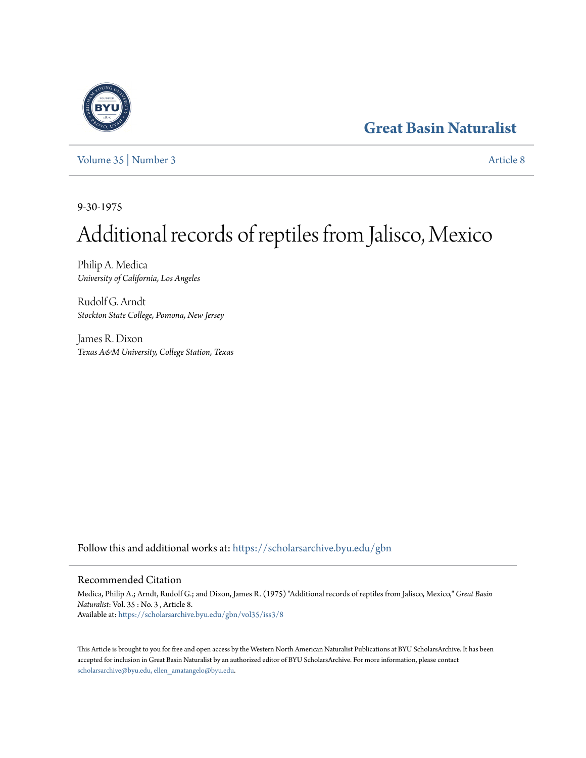# Great Basin Naturalist

Volume 35 | Number 3

Article 8

9-30-1975

# Additional records of reptiles from Jalisco, Mexico

Philip A. Medica
*University of California, Los Angeles*

Rudolf G. Arndt
*Stockton State College, Pomona, New Jersey*

James R. Dixon
*Texas A&M University, College Station, Texas*

Follow this and additional works at: https://scholarsarchive.byu.edu/gbn

## Recommended Citation

Medica, Philip A.; Arndt, Rudolf G.; and Dixon, James R. (1975) "Additional records of reptiles from Jalisco, Mexico," *Great Basin Naturalist*: Vol. 35 : No. 3 , Article 8.
Available at: https://scholarsarchive.byu.edu/gbn/vol35/iss3/8

This Article is brought to you for free and open access by the Western North American Naturalist Publications at BYU ScholarsArchive. It has been accepted for inclusion in Great Basin Naturalist by an authorized editor of BYU ScholarsArchive. For more information, please contact scholarsarchive@byu.edu, ellen_amatangelo@byu.edu.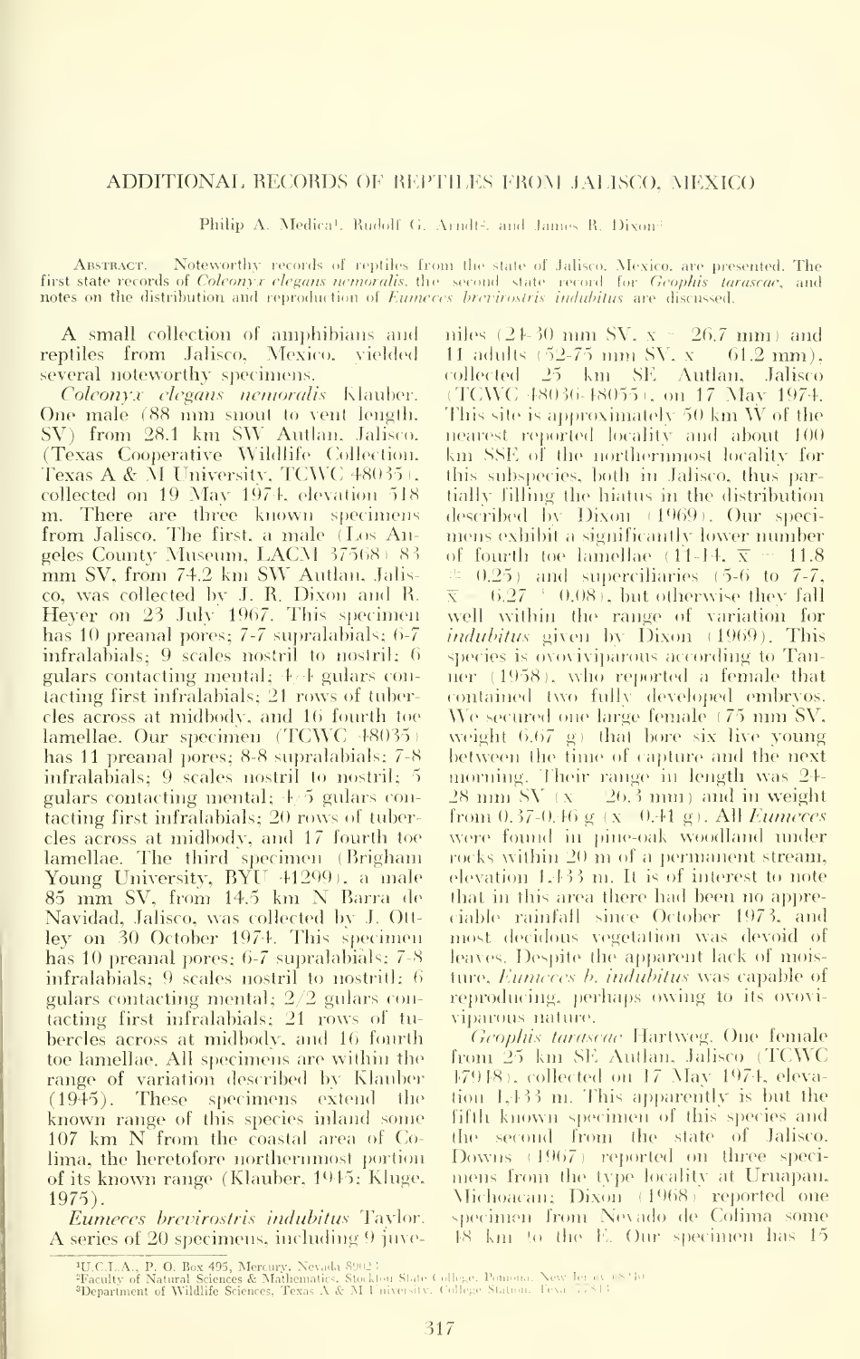# ADDITIONAL RECORDS OF REPTILES FROM JALISCO, MEXICO

Philip A. Medica[1], Rudolf G. Arndt[2], and James R. Dixon[3]

Abstract. — Noteworthy records of reptiles from the state of Jalisco, Mexico, are presented. The first state records of *Coleonyx elegans nemoralis*, the second state record for *Geophis tarascae*, and notes on the distribution and reproduction of *Eumeces brevirostris indubitus* are discussed.

A small collection of amphibians and reptiles from Jalisco, Mexico, yielded several noteworthy specimens.

*Coleonyx elegans nemoralis* Klauber. One male (88 mm snout to vent length, SV) from 28.1 km SW Autlan, Jalisco, (Texas Cooperative Wildlife Collection, Texas A & M University, TCWC 48035), collected on 19 May 1974, elevation 518 m. There are three known specimens from Jalisco. The first, a male (Los Angeles County Museum, LACM 37568) 83 mm SV, from 74.2 km SW Autlan, Jalisco, was collected by J. R. Dixon and R. Heyer on 23 July 1967. This specimen has 10 preanal pores; 7-7 supralabials; 6-7 infralabials; 9 scales nostril to nostril; 6 gulars contacting mental; 4/4 gulars contacting first infralabials; 21 rows of tubercles across at midbody, and 16 fourth toe lamellae. Our specimen (TCWC 48035) has 11 preanal pores; 8-8 supralabials; 7-8 infralabials; 9 scales nostril to nostril; 5 gulars contacting mental; 4/5 gulars contacting first infralabials; 20 rows of tubercles across at midbody, and 17 fourth toe lamellae. The third specimen (Brigham Young University, BYU 41299), a male 85 mm SV, from 14.5 km N Barra de Navidad, Jalisco, was collected by J. Ottley on 30 October 1974. This specimen has 10 preanal pores; 6-7 supralabials; 7-8 infralabials; 9 scales nostril to nostril; 6 gulars contacting mental; 2/2 gulars contacting first infralabials; 21 rows of tubercles across at midbody, and 16 fourth toe lamellae. All specimens are within the range of variation described by Klauber (1945). These specimens extend the known range of this species inland some 107 km N from the coastal area of Colima, the heretofore northernmost portion of its known range (Klauber, 1945; Kluge, 1975).

*Eumeces brevirostris indubitus* Taylor. A series of 20 specimens, including 9 juveniles (24-30 mm SV, $\bar{x}$ = 26.7 mm) and 11 adults (52-75 mm SV, $\bar{x}$ = 61.2 mm), collected 25 km SE Autlan, Jalisco (TCWC 48036-48055), on 17 May 1974. This site is approximately 50 km W of the nearest reported locality and about 100 km SSE of the northernmost locality for this subspecies, both in Jalisco, thus partially filling the hiatus in the distribution described by Dixon (1969). Our specimens exhibit a significantly lower number of fourth toe lamellae (11-14, $\bar{x}$ = 11.8 ± 0.25) and superciliaries (5-6 to 7-7, $\bar{x}$ = 6.27 ± 0.08), but otherwise they fall well within the range of variation for *indubitus* given by Dixon (1969). This species is ovoviviparous according to Tanner (1958), who reported a female that contained two fully developed embryos. We secured one large female (75 mm SV, weight 6.67 g) that bore six live young between the time of capture and the next morning. Their range in length was 24-28 mm SV ($\bar{x}$ = 26.3 mm) and in weight from 0.37-0.46 g ($\bar{x}$ = 0.41 g). All *Eumeces* were found in pine-oak woodland under rocks within 20 m of a permanent stream, elevation 1,433 m. It is of interest to note that in this area there had been no appreciable rainfall since October 1973, and most decidous vegetation was devoid of leaves. Despite the apparent lack of moisture, *Eumeces b. indubitus* was capable of reproducing, perhaps owing to its ovoviviparous nature.

*Geophis tarascae* Hartweg. One female from 25 km SE Autlan, Jalisco (TCWC 47948), collected on 17 May 1974, elevation 1,433 m. This apparently is but the fifth known specimen of this species and the second from the state of Jalisco. Downs (1967) reported on three specimens from the type locality at Uruapan, Michoacan; Dixon (1968) reported one specimen from Nevado de Colima some 48 km to the E. Our specimen has 15

[1]U.C.L.A., P. O. Box 495, Mercury, Nevada 89023.
[2]Faculty of Natural Sciences & Mathematics, Stockton State College, Pomona, New Jersey 08240.
[3]Department of Wildlife Sciences, Texas A & M University, College Station, Texas 77843.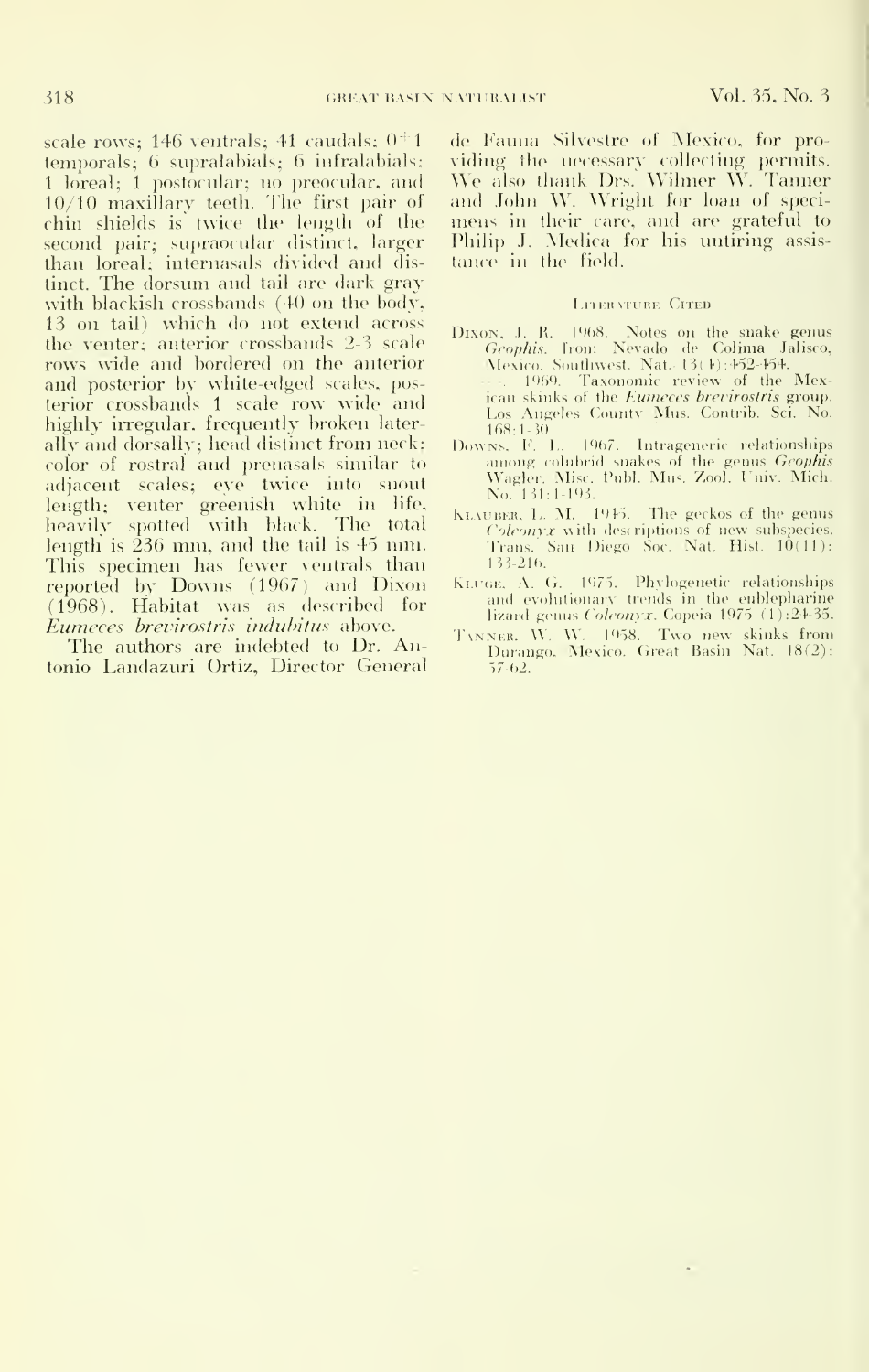scale rows; 146 ventrals; 41 caudals; 0+1 temporals; 6 supralabials; 6 infralabials; 1 loreal; 1 postocular; no preocular, and 10/10 maxillary teeth. The first pair of chin shields is twice the length of the second pair; supraocular distinct, larger than loreal; internasals divided and distinct. The dorsum and tail are dark gray with blackish crossbands (40 on the body, 13 on tail) which do not extend across the venter; anterior crossbands 2-3 scale rows wide and bordered on the anterior and posterior by white-edged scales, posterior crossbands 1 scale row wide and highly irregular, frequently broken laterally and dorsally; head distinct from neck; color of rostral and prenasals similar to adjacent scales; eye twice into snout length; venter greenish white in life, heavily spotted with black. The total length is 236 mm, and the tail is 45 mm. This specimen has fewer ventrals than reported by Downs (1967) and Dixon (1968). Habitat was as described for *Eumeces brevirostris indubitus* above.

The authors are indebted to Dr. Antonio Landazuri Ortiz, Director General de Fauna Silvestre of Mexico, for providing the necessary collecting permits. We also thank Drs. Wilmer W. Tanner and John W. Wright for loan of specimens in their care, and are grateful to Philip J. Medica for his untiring assistance in the field.

## Literature Cited

Dixon, J. R. 1968. Notes on the snake genus *Geophis*, from Nevado de Colima Jalisco, Mexico. Southwest. Nat. 13(4):452-454.

———. 1969. Taxonomic review of the Mexican skinks of the *Eumeces brevirostris* group. Los Angeles County Mus. Contrib. Sci. No. 168:1-30.

Downs, F. L. 1967. Intrageneric relationships among colubrid snakes of the genus *Geophis* Wagler. Misc. Publ. Mus. Zool. Univ. Mich. No. 131:1-193.

Klauber, L. M. 1945. The geckos of the genus *Coleonyx* with descriptions of new subspecies. Trans. San Diego Soc. Nat. Hist. 10(11): 133-216.

Kluge, A. G. 1975. Phylogenetic relationships and evolutionary trends in the eublepharine lizard genus *Coleonyx*. Copeia 1975 (1):24-35.

Tanner, W. W. 1958. Two new skinks from Durango, Mexico. Great Basin Nat. 18(2): 57-62.